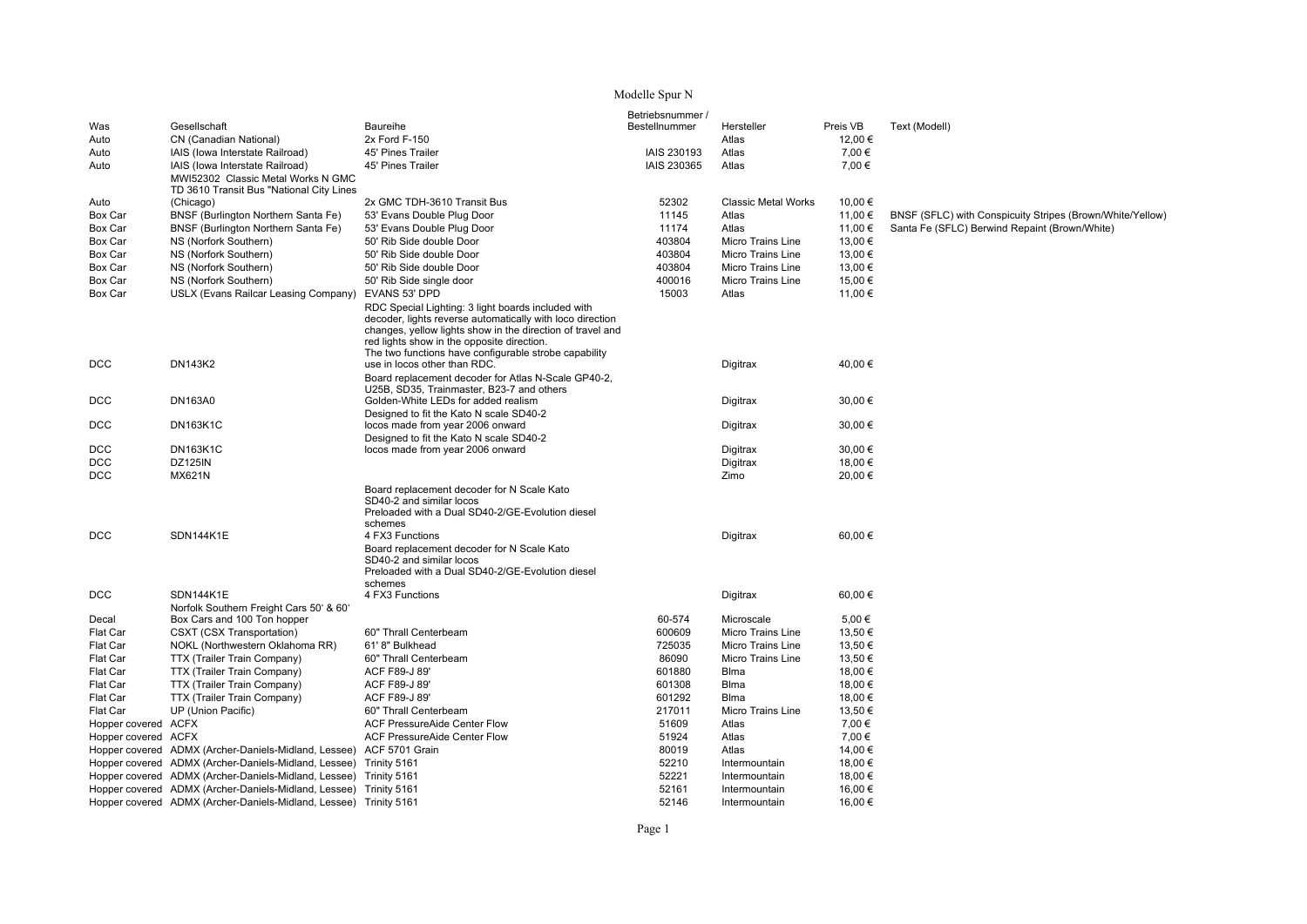# Modelle Spur N

| Was | Gesellschaft | Baureihe | Betriebsnummer / Bestellnummer | Hersteller | Preis VB | Text (Modell) |
|---|---|---|---|---|---|---|
| Auto | CN (Canadian National) | 2x Ford F-150 | | Atlas | 12,00 € | |
| Auto | IAIS (Iowa Interstate Railroad) | 45' Pines Trailer | IAIS 230193 | Atlas | 7,00 € | |
| Auto | IAIS (Iowa Interstate Railroad) | 45' Pines Trailer | IAIS 230365 | Atlas | 7,00 € | |
| Auto | MWI52302 Classic Metal Works N GMC TD 3610 Transit Bus "National City Lines (Chicago) | 2x GMC TDH-3610 Transit Bus | 52302 | Classic Metal Works | 10,00 € | |
| Box Car | BNSF (Burlington Northern Santa Fe) | 53' Evans Double Plug Door | 11145 | Atlas | 11,00 € | BNSF (SFLC) with Conspicuity Stripes (Brown/White/Yellow) |
| Box Car | BNSF (Burlington Northern Santa Fe) | 53' Evans Double Plug Door | 11174 | Atlas | 11,00 € | Santa Fe (SFLC) Berwind Repaint (Brown/White) |
| Box Car | NS (Norfork Southern) | 50' Rib Side double Door | 403804 | Micro Trains Line | 13,00 € | |
| Box Car | NS (Norfork Southern) | 50' Rib Side double Door | 403804 | Micro Trains Line | 13,00 € | |
| Box Car | NS (Norfork Southern) | 50' Rib Side double Door | 403804 | Micro Trains Line | 13,00 € | |
| Box Car | NS (Norfork Southern) | 50' Rib Side single door | 400016 | Micro Trains Line | 15,00 € | |
| Box Car | USLX (Evans Railcar Leasing Company) | EVANS 53' DPD | 15003 | Atlas | 11,00 € | |
| DCC | DN143K2 | RDC Special Lighting: 3 light boards included with decoder, lights reverse automatically with loco direction changes, yellow lights show in the direction of travel and red lights show in the opposite direction. The two functions have configurable strobe capability use in locos other than RDC. | | Digitrax | 40,00 € | |
| DCC | DN163A0 | Board replacement decoder for Atlas N-Scale GP40-2, U25B, SD35, Trainmaster, B23-7 and others Golden-White LEDs for added realism | | Digitrax | 30,00 € | |
| DCC | DN163K1C | Designed to fit the Kato N scale SD40-2 locos made from year 2006 onward | | Digitrax | 30,00 € | |
| DCC | DN163K1C | Designed to fit the Kato N scale SD40-2 locos made from year 2006 onward | | Digitrax | 30,00 € | |
| DCC | DZ125IN | | | Digitrax | 18,00 € | |
| DCC | MX621N | | | Zimo | 20,00 € | |
| DCC | SDN144K1E | Board replacement decoder for N Scale Kato SD40-2 and similar locos Preloaded with a Dual SD40-2/GE-Evolution diesel schemes 4 FX3 Functions | | Digitrax | 60,00 € | |
| DCC | SDN144K1E | Board replacement decoder for N Scale Kato SD40-2 and similar locos Preloaded with a Dual SD40-2/GE-Evolution diesel schemes 4 FX3 Functions | | Digitrax | 60,00 € | |
| Decal | Norfolk Southern Freight Cars 50' & 60' Box Cars and 100 Ton hopper | | 60-574 | Microscale | 5,00 € | |
| Flat Car | CSXT (CSX Transportation) | 60" Thrall Centerbeam | 600609 | Micro Trains Line | 13,50 € | |
| Flat Car | NOKL (Northwestern Oklahoma RR) | 61' 8" Bulkhead | 725035 | Micro Trains Line | 13,50 € | |
| Flat Car | TTX (Trailer Train Company) | 60" Thrall Centerbeam | 86090 | Micro Trains Line | 13,50 € | |
| Flat Car | TTX (Trailer Train Company) | ACF F89-J 89' | 601880 | Blma | 18,00 € | |
| Flat Car | TTX (Trailer Train Company) | ACF F89-J 89' | 601308 | Blma | 18,00 € | |
| Flat Car | TTX (Trailer Train Company) | ACF F89-J 89' | 601292 | Blma | 18,00 € | |
| Flat Car | UP (Union Pacific) | 60" Thrall Centerbeam | 217011 | Micro Trains Line | 13,50 € | |
| Hopper covered | ACFX | ACF PressureAide Center Flow | 51609 | Atlas | 7,00 € | |
| Hopper covered | ACFX | ACF PressureAide Center Flow | 51924 | Atlas | 7,00 € | |
| Hopper covered | ADMX (Archer-Daniels-Midland, Lessee) | ACF 5701 Grain | 80019 | Atlas | 14,00 € | |
| Hopper covered | ADMX (Archer-Daniels-Midland, Lessee) | Trinity 5161 | 52210 | Intermountain | 18,00 € | |
| Hopper covered | ADMX (Archer-Daniels-Midland, Lessee) | Trinity 5161 | 52221 | Intermountain | 18,00 € | |
| Hopper covered | ADMX (Archer-Daniels-Midland, Lessee) | Trinity 5161 | 52161 | Intermountain | 16,00 € | |
| Hopper covered | ADMX (Archer-Daniels-Midland, Lessee) | Trinity 5161 | 52146 | Intermountain | 16,00 € | |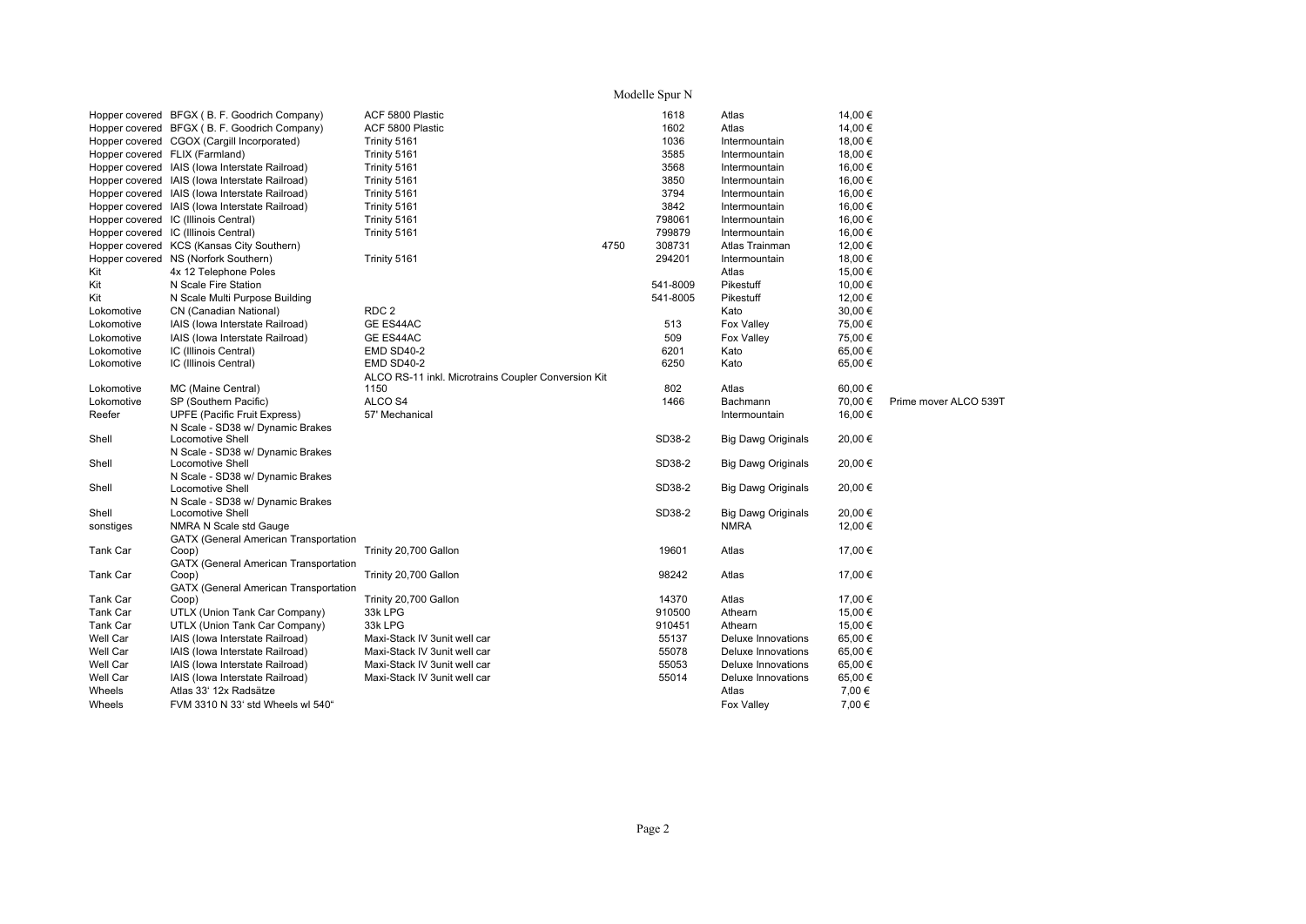# Modelle Spur N

| | | | | | | | |
|---|---|---|---|---|---|---|---|
| Hopper covered | BFGX ( B. F. Goodrich Company) | ACF 5800 Plastic | | 1618 | Atlas | 14,00 € | |
| Hopper covered | BFGX ( B. F. Goodrich Company) | ACF 5800 Plastic | | 1602 | Atlas | 14,00 € | |
| Hopper covered | CGOX (Cargill Incorporated) | Trinity 5161 | | 1036 | Intermountain | 18,00 € | |
| Hopper covered | FLIX (Farmland) | Trinity 5161 | | 3585 | Intermountain | 18,00 € | |
| Hopper covered | IAIS (Iowa Interstate Railroad) | Trinity 5161 | | 3568 | Intermountain | 16,00 € | |
| Hopper covered | IAIS (Iowa Interstate Railroad) | Trinity 5161 | | 3850 | Intermountain | 16,00 € | |
| Hopper covered | IAIS (Iowa Interstate Railroad) | Trinity 5161 | | 3794 | Intermountain | 16,00 € | |
| Hopper covered | IAIS (Iowa Interstate Railroad) | Trinity 5161 | | 3842 | Intermountain | 16,00 € | |
| Hopper covered | IC (Illinois Central) | Trinity 5161 | | 798061 | Intermountain | 16,00 € | |
| Hopper covered | IC (Illinois Central) | Trinity 5161 | | 799879 | Intermountain | 16,00 € | |
| Hopper covered | KCS (Kansas City Southern) | | 4750 | 308731 | Atlas Trainman | 12,00 € | |
| Hopper covered | NS (Norfork Southern) | Trinity 5161 | | 294201 | Intermountain | 18,00 € | |
| Kit | 4x 12 Telephone Poles | | | | Atlas | 15,00 € | |
| Kit | N Scale Fire Station | | | 541-8009 | Pikestuff | 10,00 € | |
| Kit | N Scale Multi Purpose Building | | | 541-8005 | Pikestuff | 12,00 € | |
| Lokomotive | CN (Canadian National) | RDC 2 | | | Kato | 30,00 € | |
| Lokomotive | IAIS (Iowa Interstate Railroad) | GE ES44AC | | 513 | Fox Valley | 75,00 € | |
| Lokomotive | IAIS (Iowa Interstate Railroad) | GE ES44AC | | 509 | Fox Valley | 75,00 € | |
| Lokomotive | IC (Illinois Central) | EMD SD40-2 | | 6201 | Kato | 65,00 € | |
| Lokomotive | IC (Illinois Central) | EMD SD40-2 | | 6250 | Kato | 65,00 € | |
| Lokomotive | MC (Maine Central) | ALCO RS-11 inkl. Microtrains Coupler Conversion Kit 1150 | | 802 | Atlas | 60,00 € | |
| Lokomotive | SP (Southern Pacific) | ALCO S4 | | 1466 | Bachmann | 70,00 € | Prime mover ALCO 539T |
| Reefer | UPFE (Pacific Fruit Express) | 57' Mechanical | | | Intermountain | 16,00 € | |
| Shell | N Scale - SD38 w/ Dynamic Brakes Locomotive Shell | | | SD38-2 | Big Dawg Originals | 20,00 € | |
| Shell | N Scale - SD38 w/ Dynamic Brakes Locomotive Shell | | | SD38-2 | Big Dawg Originals | 20,00 € | |
| Shell | N Scale - SD38 w/ Dynamic Brakes Locomotive Shell | | | SD38-2 | Big Dawg Originals | 20,00 € | |
| Shell | N Scale - SD38 w/ Dynamic Brakes Locomotive Shell | | | SD38-2 | Big Dawg Originals | 20,00 € | |
| sonstiges | NMRA N Scale std Gauge | | | | NMRA | 12,00 € | |
| Tank Car | GATX (General American Transportation Coop) | Trinity 20,700 Gallon | | 19601 | Atlas | 17,00 € | |
| Tank Car | GATX (General American Transportation Coop) | Trinity 20,700 Gallon | | 98242 | Atlas | 17,00 € | |
| Tank Car | GATX (General American Transportation Coop) | Trinity 20,700 Gallon | | 14370 | Atlas | 17,00 € | |
| Tank Car | UTLX (Union Tank Car Company) | 33k LPG | | 910500 | Athearn | 15,00 € | |
| Tank Car | UTLX (Union Tank Car Company) | 33k LPG | | 910451 | Athearn | 15,00 € | |
| Well Car | IAIS (Iowa Interstate Railroad) | Maxi-Stack IV 3unit well car | | 55137 | Deluxe Innovations | 65,00 € | |
| Well Car | IAIS (Iowa Interstate Railroad) | Maxi-Stack IV 3unit well car | | 55078 | Deluxe Innovations | 65,00 € | |
| Well Car | IAIS (Iowa Interstate Railroad) | Maxi-Stack IV 3unit well car | | 55053 | Deluxe Innovations | 65,00 € | |
| Well Car | IAIS (Iowa Interstate Railroad) | Maxi-Stack IV 3unit well car | | 55014 | Deluxe Innovations | 65,00 € | |
| Wheels | Atlas 33' 12x Radsätze | | | | Atlas | 7,00 € | |
| Wheels | FVM 3310 N 33' std Wheels wl 540" | | | | Fox Valley | 7,00 € | |